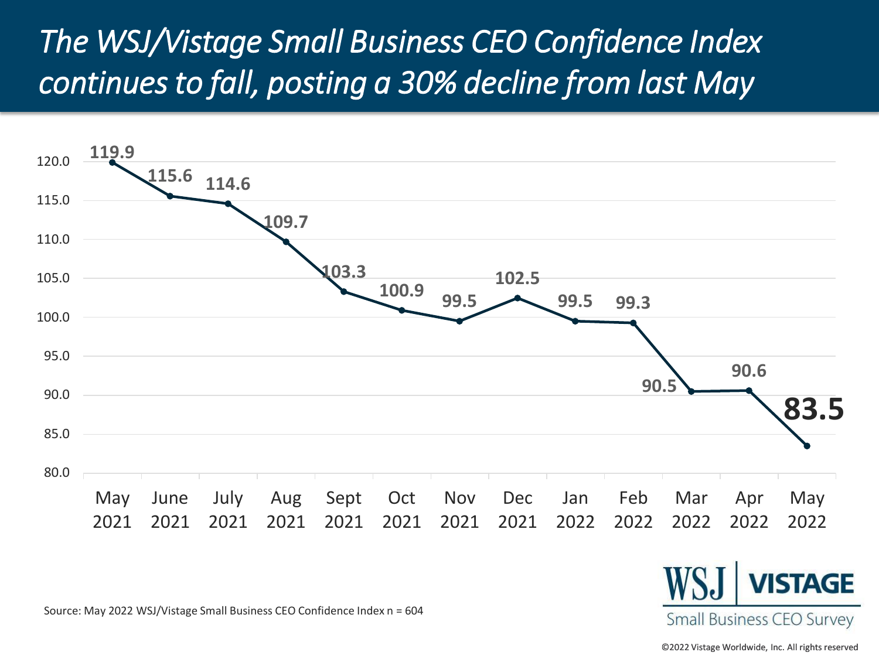# The WSJ/Vistage Small Business CEO Confidence Index continues to fall, posting a 30% decline from last May

| Month | Index |
|---|---|
| May 2021 | 119.9 |
| June 2021 | 115.6 |
| July 2021 | 114.6 |
| Aug 2021 | 109.7 |
| Sept 2021 | 103.3 |
| Oct 2021 | 100.9 |
| Nov 2021 | 99.5 |
| Dec 2021 | 102.5 |
| Jan 2022 | 99.5 |
| Feb 2022 | 99.3 |
| Mar 2022 | 90.5 |
| Apr 2022 | 90.6 |
| May 2022 | **83.5** |

Source: May 2022 WSJ/Vistage Small Business CEO Confidence Index n = 604

WSJ | VISTAGE Small Business CEO Survey

©2022 Vistage Worldwide, Inc. All rights reserved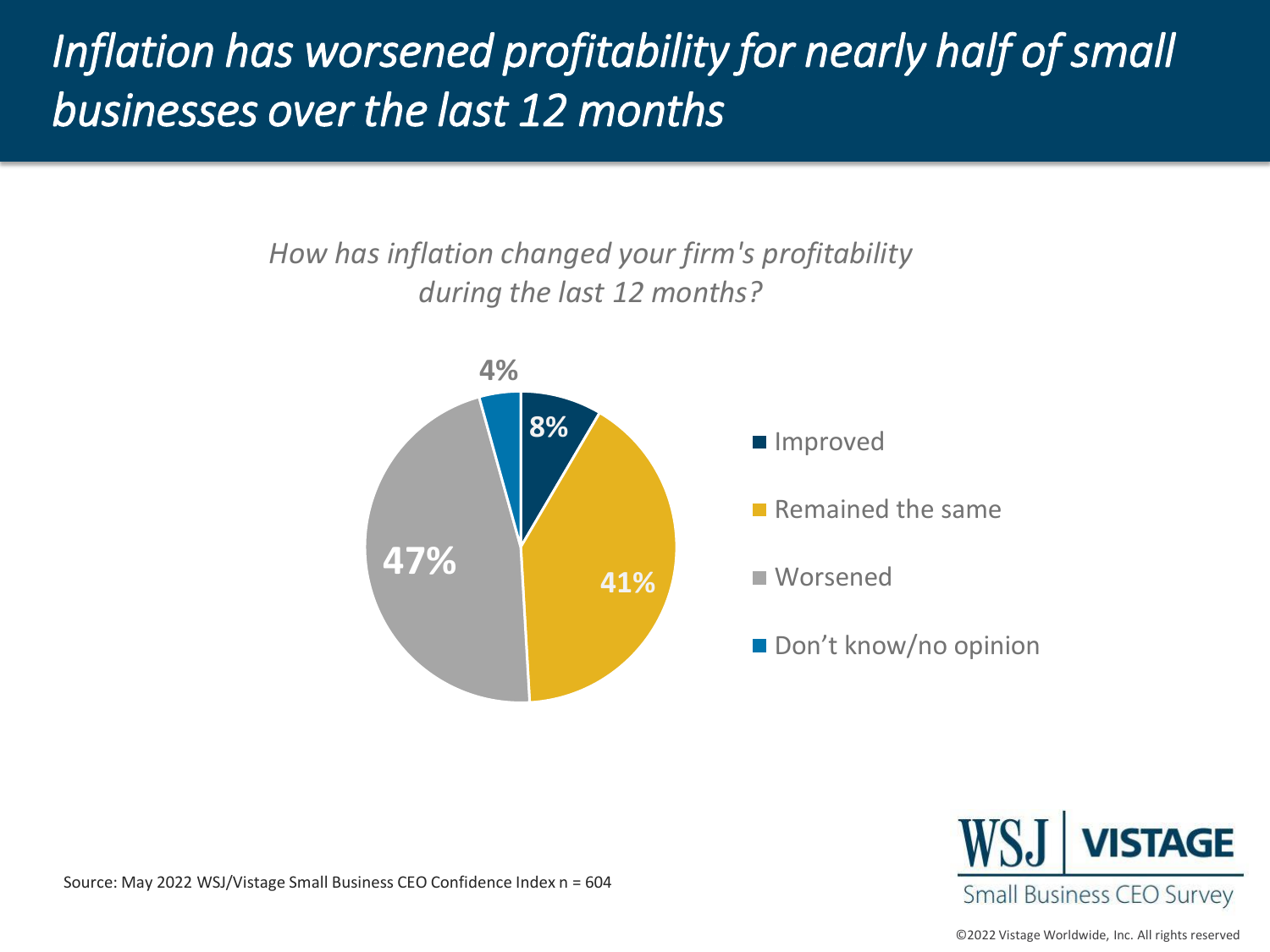# *Inflation has worsened profitability for nearly half of small businesses over the last 12 months*

*How has inflation changed your firm's profitability during the last 12 months?*

| Response | Percentage |
|---|---|
| Improved | 8% |
| Remained the same | 41% |
| Worsened | 47% |
| Don't know/no opinion | 4% |

Source: May 2022 WSJ/Vistage Small Business CEO Confidence Index n = 604

WSJ | VISTAGE
Small Business CEO Survey

©2022 Vistage Worldwide, Inc. All rights reserved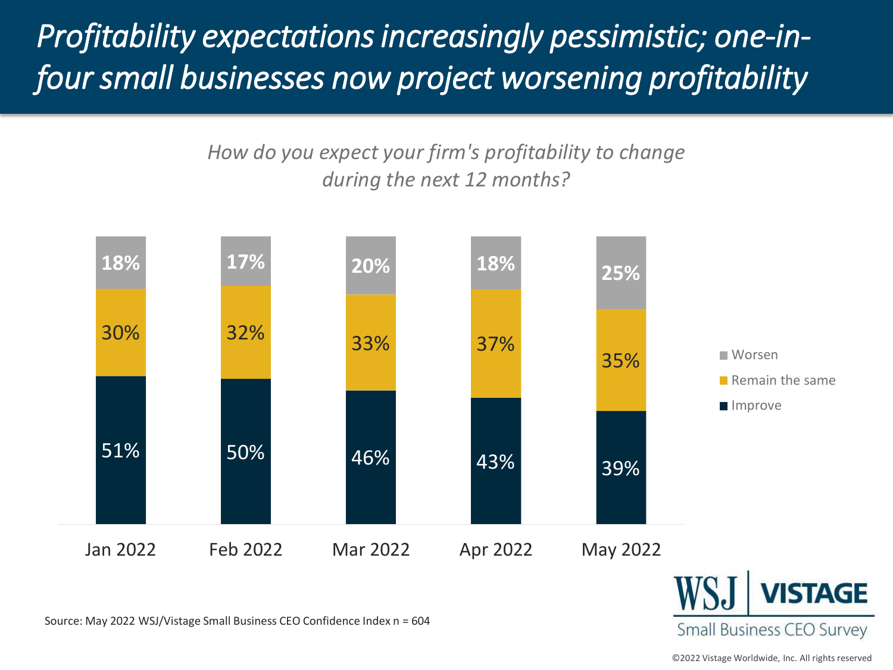# *Profitability expectations increasingly pessimistic; one-in-four small businesses now project worsening profitability*

*How do you expect your firm's profitability to change during the next 12 months?*

| | Jan 2022 | Feb 2022 | Mar 2022 | Apr 2022 | May 2022 |
|---|---|---|---|---|---|
| Worsen | 18% | 17% | 20% | 18% | 25% |
| Remain the same | 30% | 32% | 33% | 37% | 35% |
| Improve | 51% | 50% | 46% | 43% | 39% |

Source: May 2022 WSJ/Vistage Small Business CEO Confidence Index n = 604

WSJ | VISTAGE Small Business CEO Survey

©2022 Vistage Worldwide, Inc. All rights reserved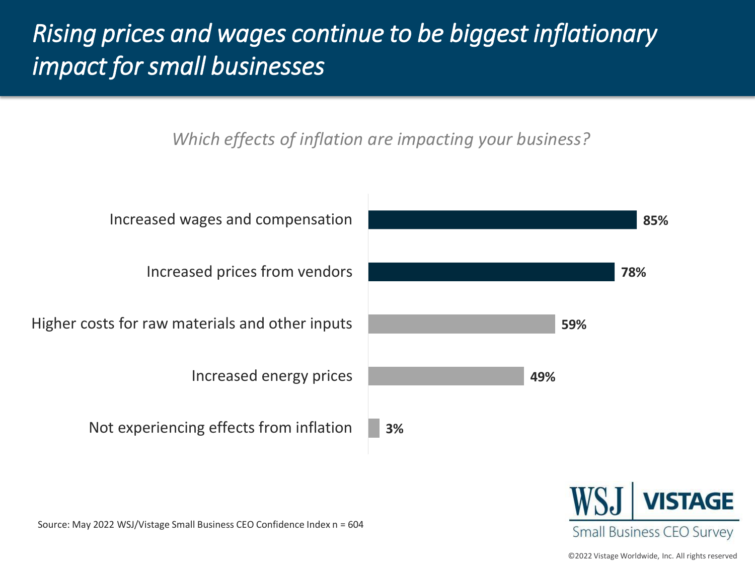# *Rising prices and wages continue to be biggest inflationary impact for small businesses*

*Which effects of inflation are impacting your business?*

| Effect | % |
| --- | --- |
| Increased wages and compensation | 85% |
| Increased prices from vendors | 78% |
| Higher costs for raw materials and other inputs | 59% |
| Increased energy prices | 49% |
| Not experiencing effects from inflation | 3% |

Source: May 2022 WSJ/Vistage Small Business CEO Confidence Index n = 604

WSJ | VISTAGE
Small Business CEO Survey

©2022 Vistage Worldwide, Inc. All rights reserved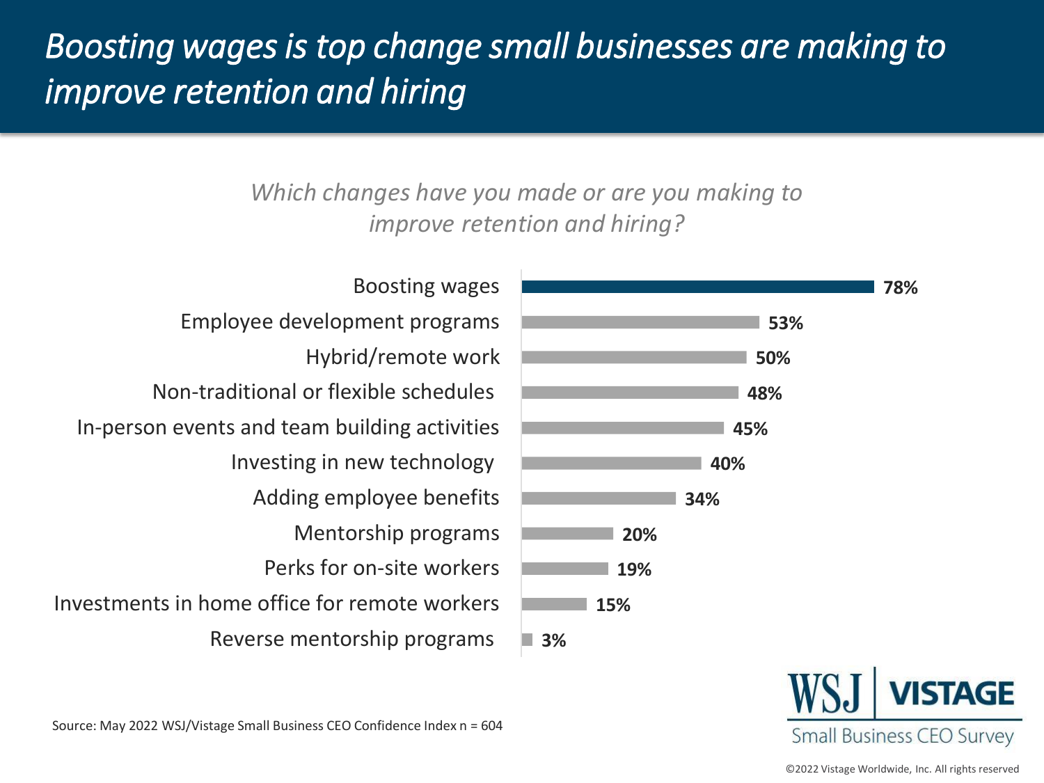# *Boosting wages is top change small businesses are making to improve retention and hiring*

*Which changes have you made or are you making to improve retention and hiring?*

| Change | Percentage |
| --- | --- |
| Boosting wages | 78% |
| Employee development programs | 53% |
| Hybrid/remote work | 50% |
| Non-traditional or flexible schedules | 48% |
| In-person events and team building activities | 45% |
| Investing in new technology | 40% |
| Adding employee benefits | 34% |
| Mentorship programs | 20% |
| Perks for on-site workers | 19% |
| Investments in home office for remote workers | 15% |
| Reverse mentorship programs | 3% |

Source: May 2022 WSJ/Vistage Small Business CEO Confidence Index n = 604

WSJ | VISTAGE Small Business CEO Survey

©2022 Vistage Worldwide, Inc. All rights reserved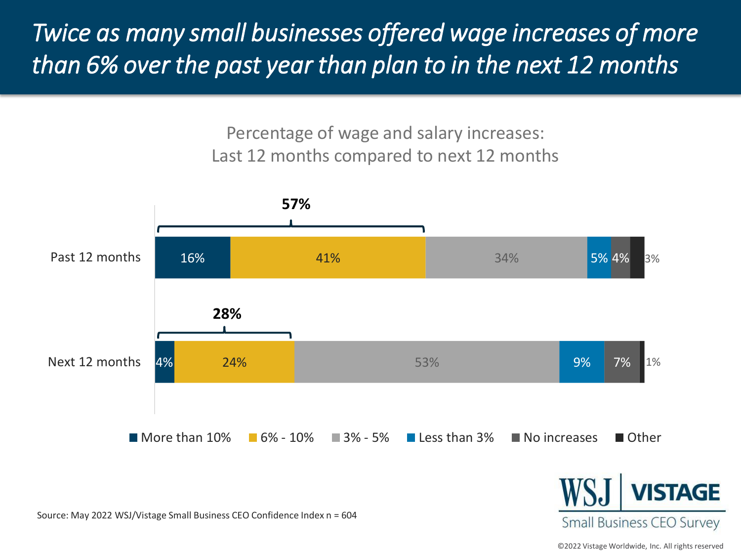# *Twice as many small businesses offered wage increases of more than 6% over the past year than plan to in the next 12 months*

Percentage of wage and salary increases:
Last 12 months compared to next 12 months

| | More than 10% | 6% - 10% | 3% - 5% | Less than 3% | No increases | Other |
|---|---|---|---|---|---|---|
| Past 12 months | 16% | 41% | 34% | 5% | 4% | 3% |
| Next 12 months | 4% | 24% | 53% | 9% | 7% | 1% |

More than 6% (More than 10% + 6% - 10%): Past 12 months: 57%; Next 12 months: 28%

Source: May 2022 WSJ/Vistage Small Business CEO Confidence Index n = 604

WSJ | VISTAGE Small Business CEO Survey

©2022 Vistage Worldwide, Inc. All rights reserved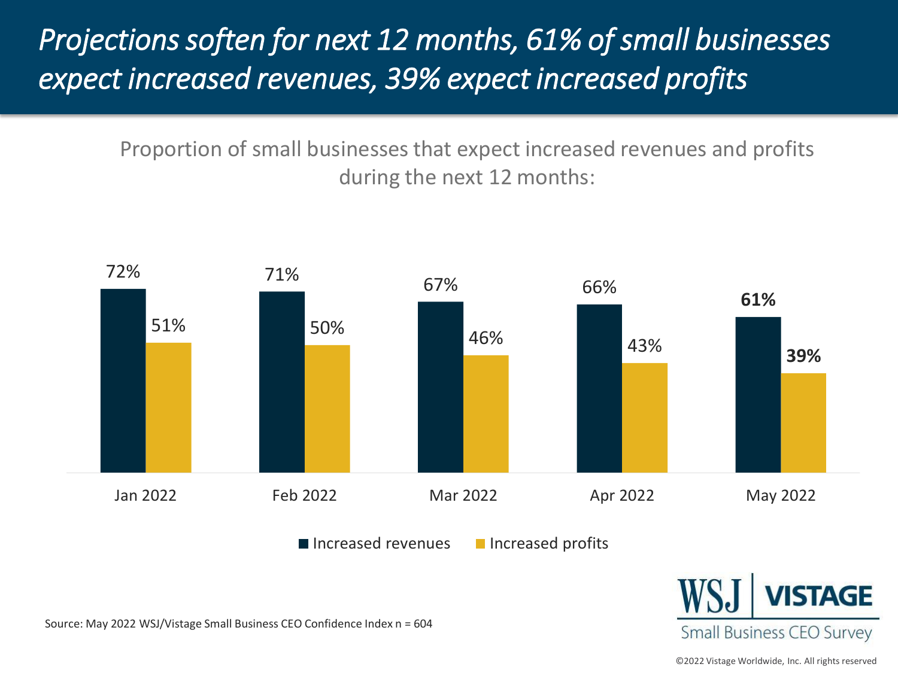# *Projections soften for next 12 months, 61% of small businesses expect increased revenues, 39% expect increased profits*

Proportion of small businesses that expect increased revenues and profits during the next 12 months:

| | Increased revenues | Increased profits |
|---|---|---|
| Jan 2022 | 72% | 51% |
| Feb 2022 | 71% | 50% |
| Mar 2022 | 67% | 46% |
| Apr 2022 | 66% | 43% |
| May 2022 | **61%** | **39%** |

Source: May 2022 WSJ/Vistage Small Business CEO Confidence Index n = 604

WSJ | VISTAGE Small Business CEO Survey

©2022 Vistage Worldwide, Inc. All rights reserved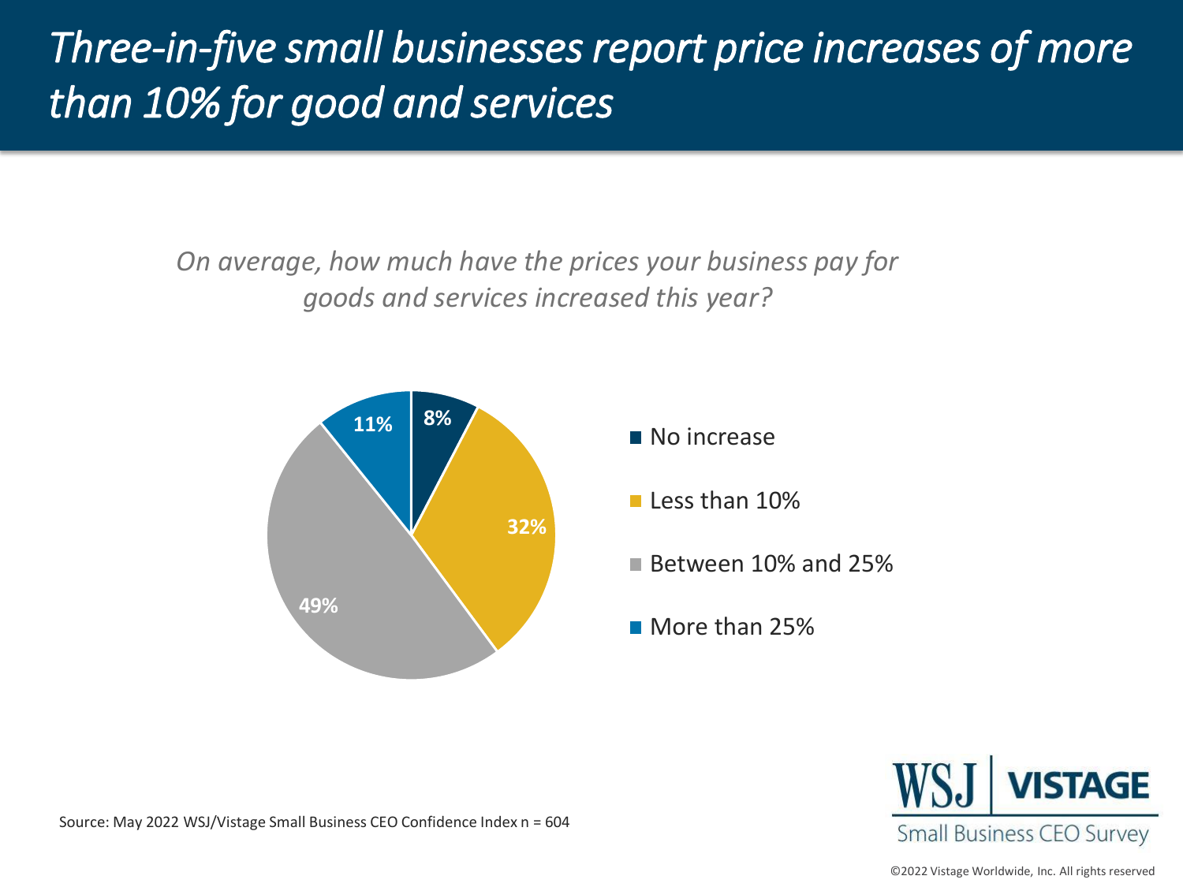# *Three-in-five small businesses report price increases of more than 10% for good and services*

*On average, how much have the prices your business pay for goods and services increased this year?*

| Response | Percentage |
| --- | --- |
| No increase | 8% |
| Less than 10% | 32% |
| Between 10% and 25% | 49% |
| More than 25% | 11% |

Source: May 2022 WSJ/Vistage Small Business CEO Confidence Index n = 604

WSJ | VISTAGE Small Business CEO Survey

©2022 Vistage Worldwide, Inc. All rights reserved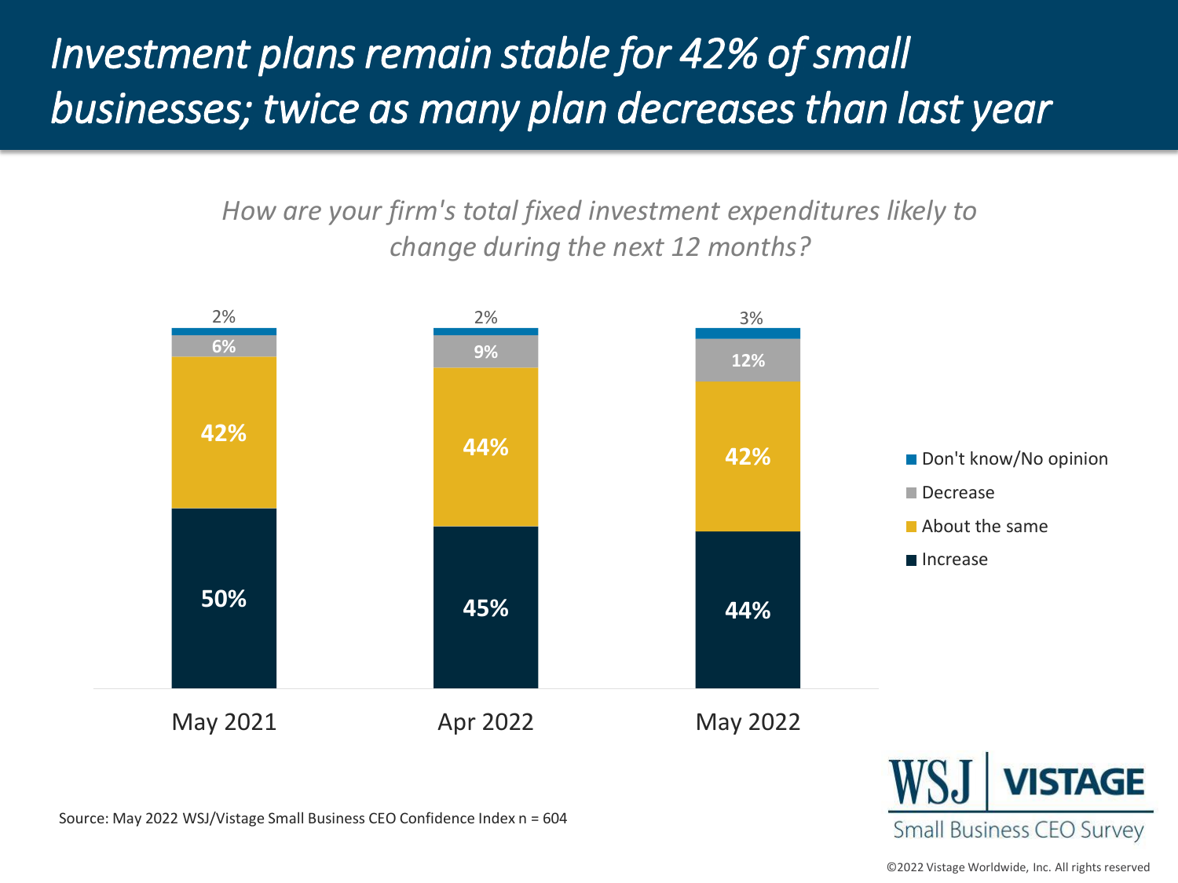# *Investment plans remain stable for 42% of small businesses; twice as many plan decreases than last year*

*How are your firm's total fixed investment expenditures likely to change during the next 12 months?*

| | May 2021 | Apr 2022 | May 2022 |
|---|---|---|---|
| Don't know/No opinion | 2% | 2% | 3% |
| Decrease | 6% | 9% | 12% |
| About the same | 42% | 44% | 42% |
| Increase | 50% | 45% | 44% |

Source: May 2022 WSJ/Vistage Small Business CEO Confidence Index n = 604

WSJ | VISTAGE Small Business CEO Survey

©2022 Vistage Worldwide, Inc. All rights reserved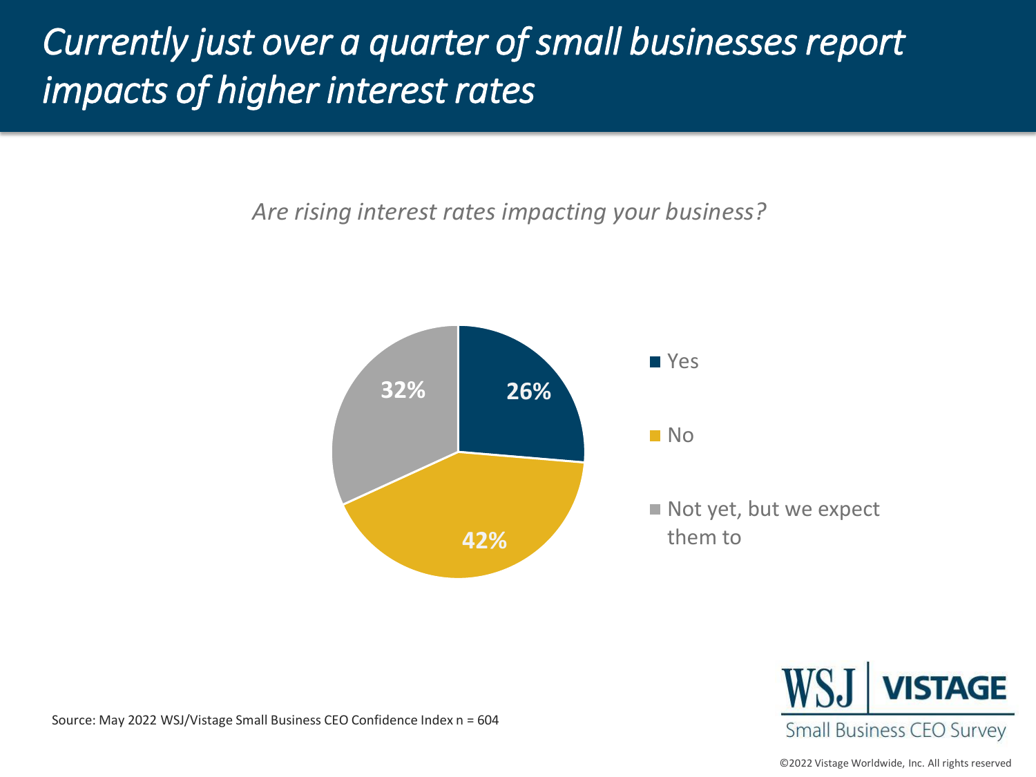# *Currently just over a quarter of small businesses report impacts of higher interest rates*

*Are rising interest rates impacting your business?*

| Response | Share |
| --- | --- |
| Yes | 26% |
| No | 42% |
| Not yet, but we expect them to | 32% |

Source: May 2022 WSJ/Vistage Small Business CEO Confidence Index n = 604

WSJ | VISTAGE Small Business CEO Survey

©2022 Vistage Worldwide, Inc. All rights reserved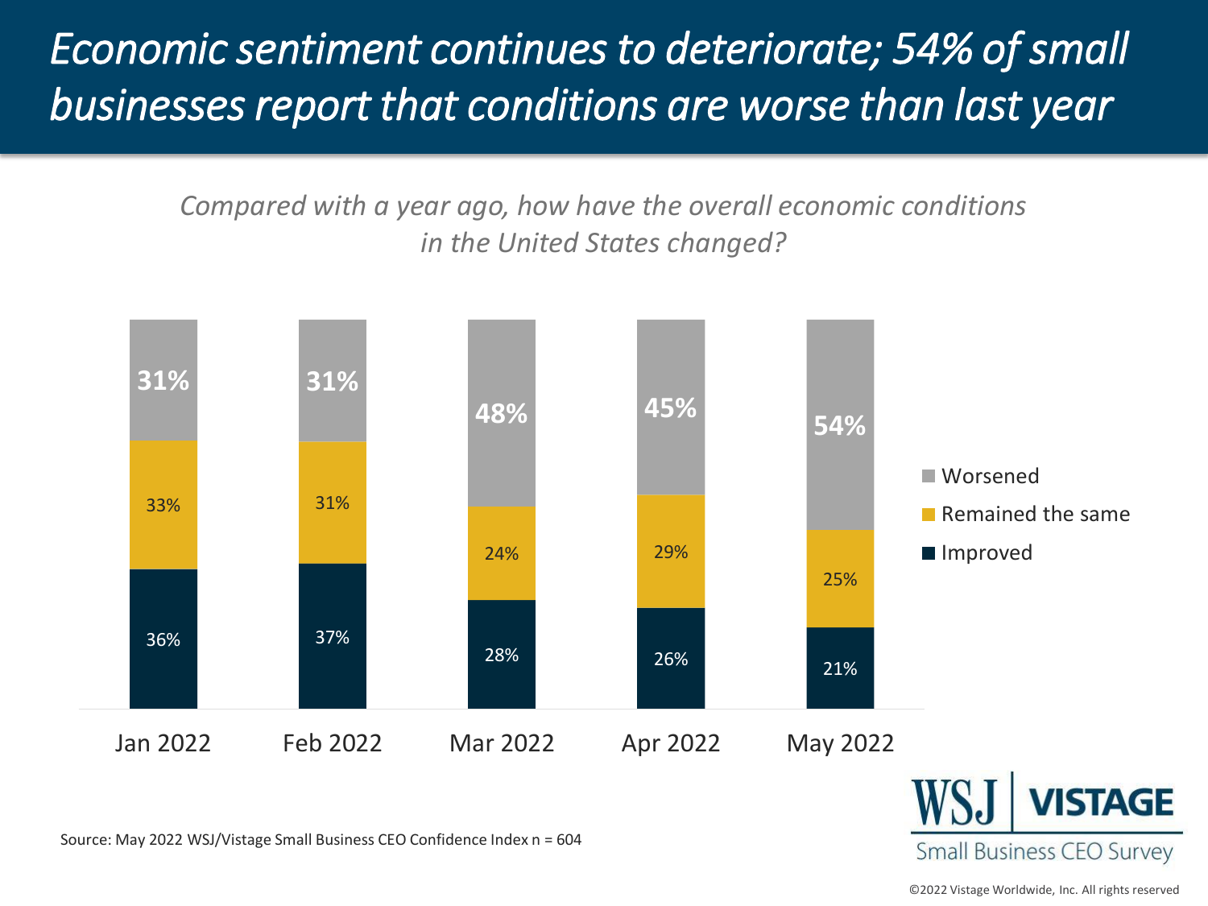# *Economic sentiment continues to deteriorate; 54% of small businesses report that conditions are worse than last year*

*Compared with a year ago, how have the overall economic conditions in the United States changed?*

| | Jan 2022 | Feb 2022 | Mar 2022 | Apr 2022 | May 2022 |
|---|---|---|---|---|---|
| Worsened | 31% | 31% | 48% | 45% | 54% |
| Remained the same | 33% | 31% | 24% | 29% | 25% |
| Improved | 36% | 37% | 28% | 26% | 21% |

Source: May 2022 WSJ/Vistage Small Business CEO Confidence Index n = 604

WSJ | VISTAGE
Small Business CEO Survey

©2022 Vistage Worldwide, Inc. All rights reserved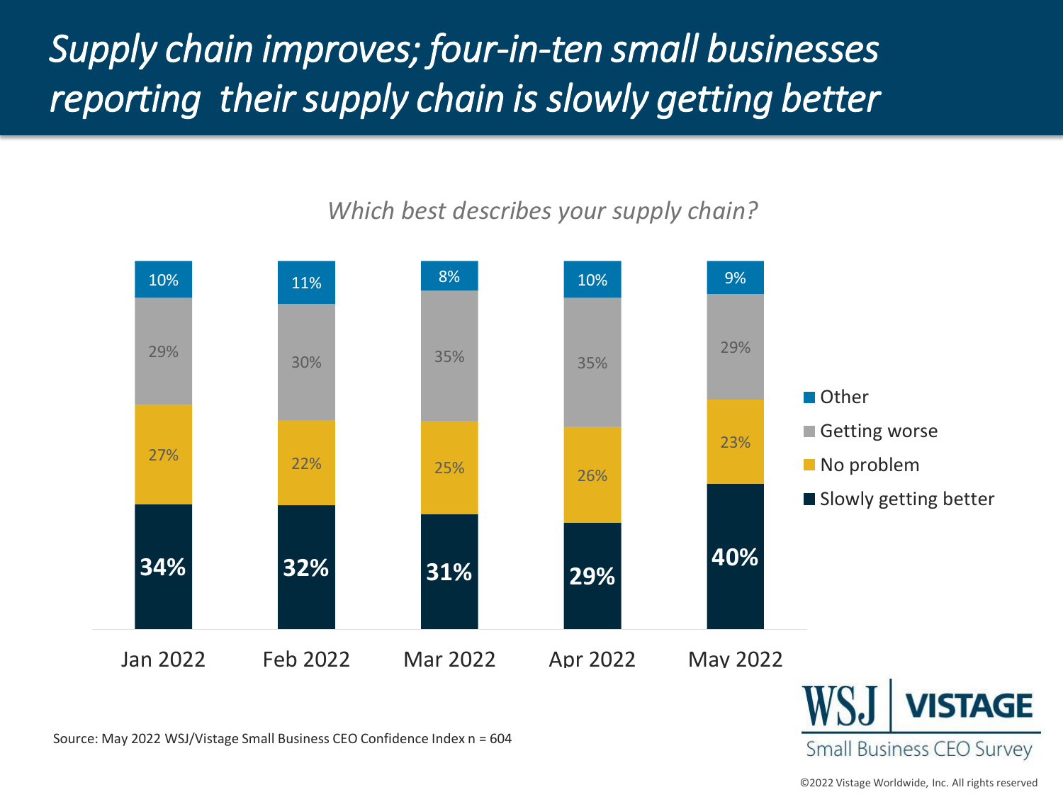# *Supply chain improves; four-in-ten small businesses reporting their supply chain is slowly getting better*

*Which best describes your supply chain?*

Jan 2022: 10%, 29%, 27%, **34%**

Feb 2022: 11%, 30%, 22%, **32%**

Mar 2022: 8%, 35%, 25%, **31%**

Apr 2022: 10%, 35%, 26%, **29%**

May 2022: 9%, 29%, 23%, **40%**

Other

Getting worse

No problem

Slowly getting better

Source: May 2022 WSJ/Vistage Small Business CEO Confidence Index n = 604

WSJ | VISTAGE
Small Business CEO Survey

©2022 Vistage Worldwide, Inc. All rights reserved